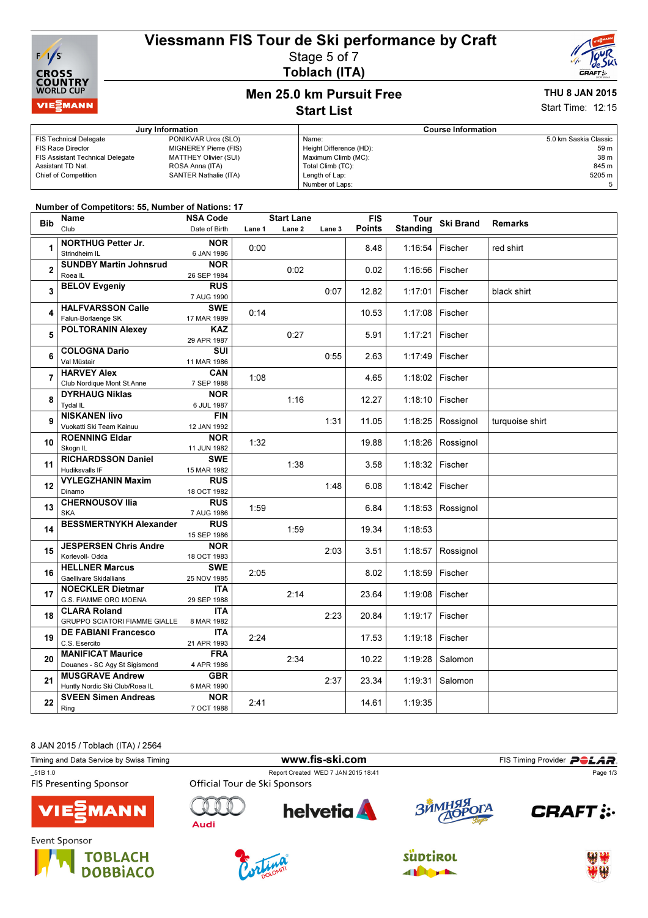# Viessmann FIS Tour de Ski performance by Craft

Stage 5 of 7

Toblach (ITA)

## Men 25.0 km Pursuit Free

## Start List

**THU 8 JAN 2015**

Start Time: 12:15

| Jury Information | |
|---|---|
| FIS Technical Delegate | PONIKVAR Uros (SLO) |
| FIS Race Director | MIGNEREY Pierre (FIS) |
| FIS Assistant Technical Delegate | MATTHEY Olivier (SUI) |
| Assistant TD Nat. | ROSA Anna (ITA) |
| Chief of Competition | SANTER Nathalie (ITA) |

| Course Information | |
|---|---|
| Name: | 5.0 km Saskia Classic |
| Height Difference (HD): | 59 m |
| Maximum Climb (MC): | 38 m |
| Total Climb (TC): | 845 m |
| Length of Lap: | 5205 m |
| Number of Laps: | 5 |

Number of Competitors: 55, Number of Nations: 17

| Bib | Name / Club | NSA Code / Date of Birth | Start Lane 1 | Start Lane 2 | Start Lane 3 | FIS Points | Tour Standing | Ski Brand | Remarks |
|---|---|---|---|---|---|---|---|---|---|
| 1 | **NORTHUG Petter Jr.** Strindheim IL | NOR 6 JAN 1986 | 0:00 | | | 8.48 | 1:16:54 | Fischer | red shirt |
| 2 | **SUNDBY Martin Johnsrud** Roea IL | NOR 26 SEP 1984 | | 0:02 | | 0.02 | 1:16:56 | Fischer | |
| 3 | **BELOV Evgeniy** | RUS 7 AUG 1990 | | | 0:07 | 12.82 | 1:17:01 | Fischer | black shirt |
| 4 | **HALFVARSSON Calle** Falun-Borlaenge SK | SWE 17 MAR 1989 | 0:14 | | | 10.53 | 1:17:08 | Fischer | |
| 5 | **POLTORANIN Alexey** | KAZ 29 APR 1987 | | 0:27 | | 5.91 | 1:17:21 | Fischer | |
| 6 | **COLOGNA Dario** Val Müstair | SUI 11 MAR 1986 | | | 0:55 | 2.63 | 1:17:49 | Fischer | |
| 7 | **HARVEY Alex** Club Nordique Mont St.Anne | CAN 7 SEP 1988 | 1:08 | | | 4.65 | 1:18:02 | Fischer | |
| 8 | **DYRHAUG Niklas** Tydal IL | NOR 6 JUL 1987 | | 1:16 | | 12.27 | 1:18:10 | Fischer | |
| 9 | **NISKANEN Iivo** Vuokatti Ski Team Kainuu | FIN 12 JAN 1992 | | | 1:31 | 11.05 | 1:18:25 | Rossignol | turquoise shirt |
| 10 | **ROENNING Eldar** Skogn IL | NOR 11 JUN 1982 | 1:32 | | | 19.88 | 1:18:26 | Rossignol | |
| 11 | **RICHARDSSON Daniel** Hudiksvalls IF | SWE 15 MAR 1982 | | 1:38 | | 3.58 | 1:18:32 | Fischer | |
| 12 | **VYLEGZHANIN Maxim** Dinamo | RUS 18 OCT 1982 | | | 1:48 | 6.08 | 1:18:42 | Fischer | |
| 13 | **CHERNOUSOV Ilia** SKA | RUS 7 AUG 1986 | 1:59 | | | 6.84 | 1:18:53 | Rossignol | |
| 14 | **BESSMERTNYKH Alexander** | RUS 15 SEP 1986 | | 1:59 | | 19.34 | 1:18:53 | | |
| 15 | **JESPERSEN Chris Andre** Korlevoll- Odda | NOR 18 OCT 1983 | | | 2:03 | 3.51 | 1:18:57 | Rossignol | |
| 16 | **HELLNER Marcus** Gaellivare Skidallians | SWE 25 NOV 1985 | 2:05 | | | 8.02 | 1:18:59 | Fischer | |
| 17 | **NOECKLER Dietmar** G.S. FIAMME ORO MOENA | ITA 29 SEP 1988 | | 2:14 | | 23.64 | 1:19:08 | Fischer | |
| 18 | **CLARA Roland** GRUPPO SCIATORI FIAMME GIALLE | ITA 8 MAR 1982 | | | 2:23 | 20.84 | 1:19:17 | Fischer | |
| 19 | **DE FABIANI Francesco** C.S. Esercito | ITA 21 APR 1993 | 2:24 | | | 17.53 | 1:19:18 | Fischer | |
| 20 | **MANIFICAT Maurice** Douanes - SC Agy St Sigismond | FRA 4 APR 1986 | | 2:34 | | 10.22 | 1:19:28 | Salomon | |
| 21 | **MUSGRAVE Andrew** Huntly Nordic Ski Club/Roea IL | GBR 6 MAR 1990 | | | 2:37 | 23.34 | 1:19:31 | Salomon | |
| 22 | **SVEEN Simen Andreas** Ring | NOR 7 OCT 1988 | 2:41 | | | 14.61 | 1:19:35 | | |

8 JAN 2015 / Toblach (ITA) / 2564

Timing and Data Service by Swiss Timing — www.fis-ski.com — FIS Timing Provider POLAR

_51B 1.0 — Report Created WED 7 JAN 2015 18:41

FIS Presenting Sponsor: VIESMANN

Official Tour de Ski Sponsors: Audi, helvetia, Зимняя Дорога, CRAFT

Event Sponsor: TOBLACH DOBBIACO, Cortina Dolomiti, Südtirol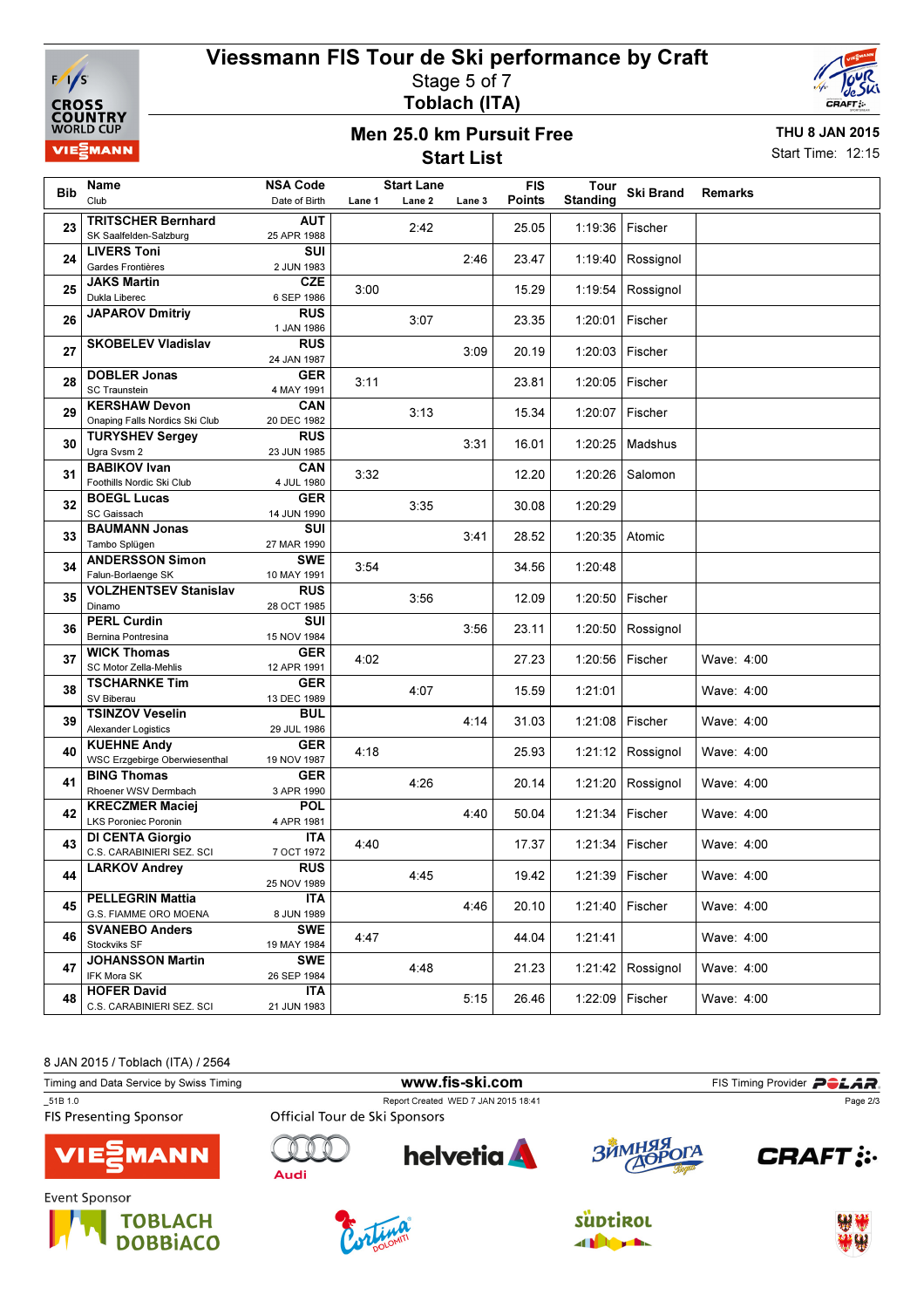# Viessmann FIS Tour de Ski performance by Craft

Stage 5 of 7

Toblach (ITA)

## Men 25.0 km Pursuit Free

## Start List

THU 8 JAN 2015

Start Time: 12:15

| Bib | Name / Club | NSA Code / Date of Birth | Start Lane: Lane 1 | Lane 2 | Lane 3 | FIS Points | Tour Standing | Ski Brand | Remarks |
|---|---|---|---|---|---|---|---|---|---|
| 23 | **TRITSCHER Bernhard** SK Saalfelden-Salzburg | **AUT** 25 APR 1988 | | 2:42 | | 25.05 | 1:19:36 | Fischer | |
| 24 | **LIVERS Toni** Gardes Frontières | **SUI** 2 JUN 1983 | | | 2:46 | 23.47 | 1:19:40 | Rossignol | |
| 25 | **JAKS Martin** Dukla Liberec | **CZE** 6 SEP 1986 | 3:00 | | | 15.29 | 1:19:54 | Rossignol | |
| 26 | **JAPAROV Dmitriy** | **RUS** 1 JAN 1986 | | 3:07 | | 23.35 | 1:20:01 | Fischer | |
| 27 | **SKOBELEV Vladislav** | **RUS** 24 JAN 1987 | | | 3:09 | 20.19 | 1:20:03 | Fischer | |
| 28 | **DOBLER Jonas** SC Traunstein | **GER** 4 MAY 1991 | 3:11 | | | 23.81 | 1:20:05 | Fischer | |
| 29 | **KERSHAW Devon** Onaping Falls Nordics Ski Club | **CAN** 20 DEC 1982 | | 3:13 | | 15.34 | 1:20:07 | Fischer | |
| 30 | **TURYSHEV Sergey** Ugra Svsm 2 | **RUS** 23 JUN 1985 | | | 3:31 | 16.01 | 1:20:25 | Madshus | |
| 31 | **BABIKOV Ivan** Foothills Nordic Ski Club | **CAN** 4 JUL 1980 | 3:32 | | | 12.20 | 1:20:26 | Salomon | |
| 32 | **BOEGL Lucas** SC Gaissach | **GER** 14 JUN 1990 | | 3:35 | | 30.08 | 1:20:29 | | |
| 33 | **BAUMANN Jonas** Tambo Splügen | **SUI** 27 MAR 1990 | | | 3:41 | 28.52 | 1:20:35 | Atomic | |
| 34 | **ANDERSSON Simon** Falun-Borlaenge SK | **SWE** 10 MAY 1991 | 3:54 | | | 34.56 | 1:20:48 | | |
| 35 | **VOLZHENTSEV Stanislav** Dinamo | **RUS** 28 OCT 1985 | | 3:56 | | 12.09 | 1:20:50 | Fischer | |
| 36 | **PERL Curdin** Bernina Pontresina | **SUI** 15 NOV 1984 | | | 3:56 | 23.11 | 1:20:50 | Rossignol | |
| 37 | **WICK Thomas** SC Motor Zella-Mehlis | **GER** 12 APR 1991 | 4:02 | | | 27.23 | 1:20:56 | Fischer | Wave: 4:00 |
| 38 | **TSCHARNKE Tim** SV Biberau | **GER** 13 DEC 1989 | | 4:07 | | 15.59 | 1:21:01 | | Wave: 4:00 |
| 39 | **TSINZOV Veselin** Alexander Logistics | **BUL** 29 JUL 1986 | | | 4:14 | 31.03 | 1:21:08 | Fischer | Wave: 4:00 |
| 40 | **KUEHNE Andy** WSC Erzgebirge Oberwiesenthal | **GER** 19 NOV 1987 | 4:18 | | | 25.93 | 1:21:12 | Rossignol | Wave: 4:00 |
| 41 | **BING Thomas** Rhoener WSV Dermbach | **GER** 3 APR 1990 | | 4:26 | | 20.14 | 1:21:20 | Rossignol | Wave: 4:00 |
| 42 | **KRECZMER Maciej** LKS Poroniec Poronin | **POL** 4 APR 1981 | | | 4:40 | 50.04 | 1:21:34 | Fischer | Wave: 4:00 |
| 43 | **DI CENTA Giorgio** C.S. CARABINIERI SEZ. SCI | **ITA** 7 OCT 1972 | 4:40 | | | 17.37 | 1:21:34 | Fischer | Wave: 4:00 |
| 44 | **LARKOV Andrey** | **RUS** 25 NOV 1989 | | 4:45 | | 19.42 | 1:21:39 | Fischer | Wave: 4:00 |
| 45 | **PELLEGRIN Mattia** G.S. FIAMME ORO MOENA | **ITA** 8 JUN 1989 | | | 4:46 | 20.10 | 1:21:40 | Fischer | Wave: 4:00 |
| 46 | **SVANEBO Anders** Stockviks SF | **SWE** 19 MAY 1984 | 4:47 | | | 44.04 | 1:21:41 | | Wave: 4:00 |
| 47 | **JOHANSSON Martin** IFK Mora SK | **SWE** 26 SEP 1984 | | 4:48 | | 21.23 | 1:21:42 | Rossignol | Wave: 4:00 |
| 48 | **HOFER David** C.S. CARABINIERI SEZ. SCI | **ITA** 21 JUN 1983 | | | 5:15 | 26.46 | 1:22:09 | Fischer | Wave: 4:00 |

8 JAN 2015 / Toblach (ITA) / 2564

Timing and Data Service by Swiss Timing | www.fis-ski.com | FIS Timing Provider POLAR

_51B 1.0 | Report Created WED 7 JAN 2015 18:41

FIS Presenting Sponsor | Official Tour de Ski Sponsors

Event Sponsor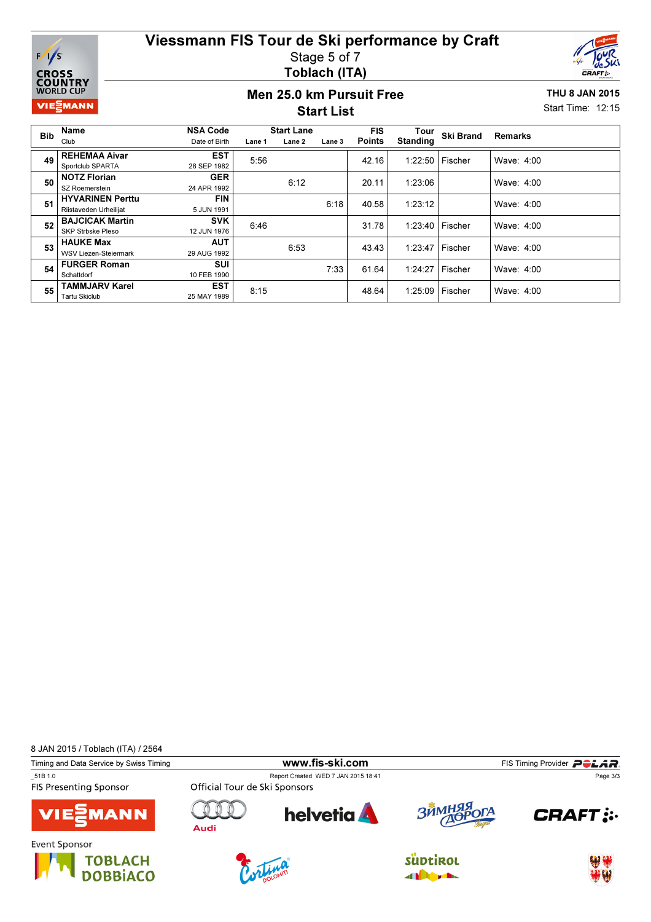# Viessmann FIS Tour de Ski performance by Craft

Stage 5 of 7

Toblach (ITA)

## Men 25.0 km Pursuit Free

## Start List

THU 8 JAN 2015

Start Time: 12:15

| Bib | Name<br>Club | NSA Code<br>Date of Birth | Start Lane<br>Lane 1 | <br>Lane 2 | <br>Lane 3 | FIS Points | Tour Standing | Ski Brand | Remarks |
|---|---|---|---|---|---|---|---|---|---|
| 49 | **REHEMAA Aivar**<br>Sportclub SPARTA | **EST**<br>28 SEP 1982 | 5:56 | | | 42.16 | 1:22:50 | Fischer | Wave: 4:00 |
| 50 | **NOTZ Florian**<br>SZ Roemerstein | **GER**<br>24 APR 1992 | | 6:12 | | 20.11 | 1:23:06 | | Wave: 4:00 |
| 51 | **HYVARINEN Perttu**<br>Riistaveden Urheilijat | **FIN**<br>5 JUN 1991 | | | 6:18 | 40.58 | 1:23:12 | | Wave: 4:00 |
| 52 | **BAJCICAK Martin**<br>SKP Strbske Pleso | **SVK**<br>12 JUN 1976 | 6:46 | | | 31.78 | 1:23:40 | Fischer | Wave: 4:00 |
| 53 | **HAUKE Max**<br>WSV Liezen-Steiermark | **AUT**<br>29 AUG 1992 | | 6:53 | | 43.43 | 1:23:47 | Fischer | Wave: 4:00 |
| 54 | **FURGER Roman**<br>Schattdorf | **SUI**<br>10 FEB 1990 | | | 7:33 | 61.64 | 1:24:27 | Fischer | Wave: 4:00 |
| 55 | **TAMMJARV Karel**<br>Tartu Skiclub | **EST**<br>25 MAY 1989 | 8:15 | | | 48.64 | 1:25:09 | Fischer | Wave: 4:00 |

8 JAN 2015 / Toblach (ITA) / 2564

Timing and Data Service by Swiss Timing | www.fis-ski.com | FIS Timing Provider POLAR

_51B 1.0 | Report Created WED 7 JAN 2015 18:41

FIS Presenting Sponsor: VIESSMANN

Official Tour de Ski Sponsors: Audi, helvetia, ЗИМНЯЯ ДОРОГА, CRAFT

Event Sponsor: TOBLACH DOBBIACO, Cortina Dolomiti, Südtirol